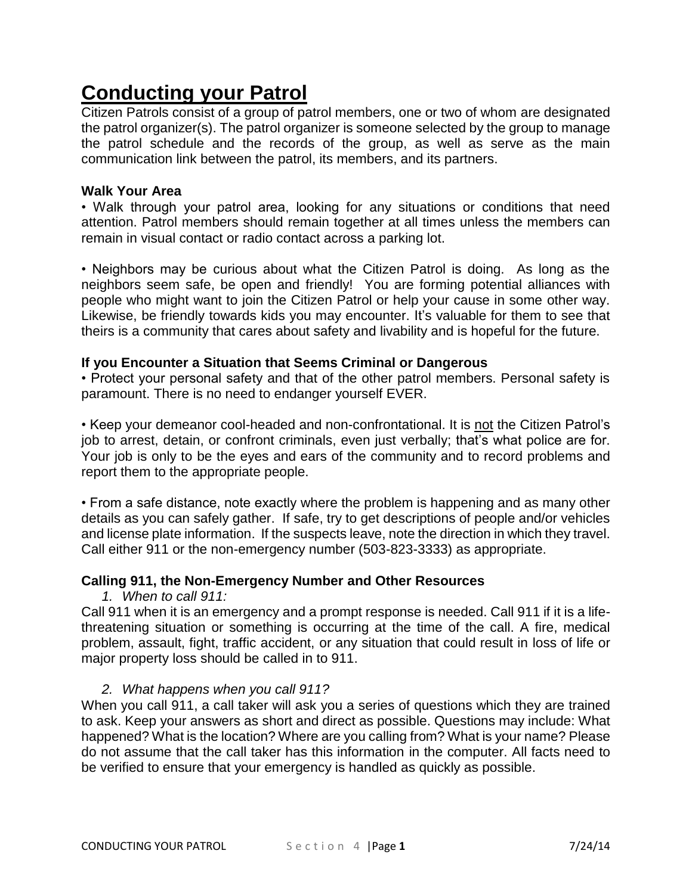# Conducting your Patrol

Citizen Patrols consist of a group of patrol members, one or two of whom are designated the patrol organizer(s). The patrol organizer is someone selected by the group to manage the patrol schedule and the records of the group, as well as serve as the main communication link between the patrol, its members, and its partners.

### Walk Your Area

• Walk through your patrol area, looking for any situations or conditions that need attention. Patrol members should remain together at all times unless the members can remain in visual contact or radio contact across a parking lot.

• Neighbors may be curious about what the Citizen Patrol is doing. As long as the neighbors seem safe, be open and friendly! You are forming potential alliances with people who might want to join the Citizen Patrol or help your cause in some other way. Likewise, be friendly towards kids you may encounter. It's valuable for them to see that theirs is a community that cares about safety and livability and is hopeful for the future.

### If you Encounter a Situation that Seems Criminal or Dangerous

• Protect your personal safety and that of the other patrol members. Personal safety is paramount. There is no need to endanger yourself EVER.

• Keep your demeanor cool-headed and non-confrontational. It is not the Citizen Patrol's job to arrest, detain, or confront criminals, even just verbally; that's what police are for. Your job is only to be the eyes and ears of the community and to record problems and report them to the appropriate people.

• From a safe distance, note exactly where the problem is happening and as many other details as you can safely gather. If safe, try to get descriptions of people and/or vehicles and license plate information. If the suspects leave, note the direction in which they travel. Call either 911 or the non-emergency number (503-823-3333) as appropriate.

### Calling 911, the Non-Emergency Number and Other Resources

1. *When to call 911:*

Call 911 when it is an emergency and a prompt response is needed. Call 911 if it is a life-threatening situation or something is occurring at the time of the call. A fire, medical problem, assault, fight, traffic accident, or any situation that could result in loss of life or major property loss should be called in to 911.

2. *What happens when you call 911?*

When you call 911, a call taker will ask you a series of questions which they are trained to ask. Keep your answers as short and direct as possible. Questions may include: What happened? What is the location? Where are you calling from? What is your name? Please do not assume that the call taker has this information in the computer. All facts need to be verified to ensure that your emergency is handled as quickly as possible.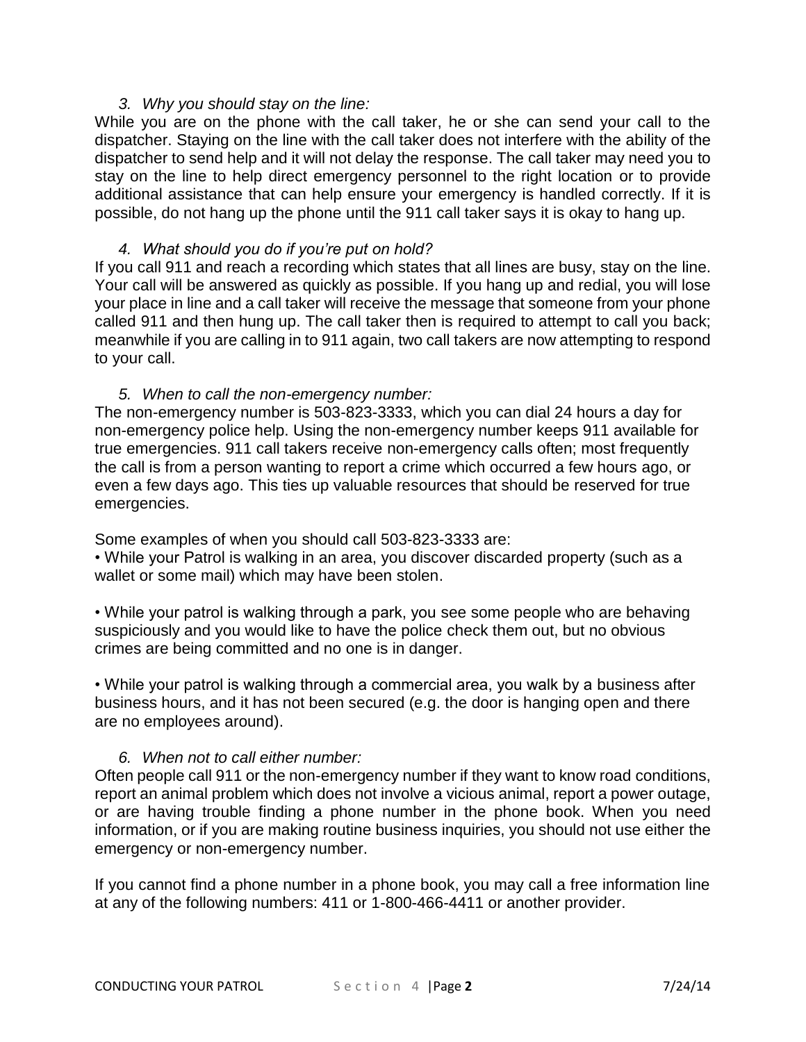*3. Why you should stay on the line:*

While you are on the phone with the call taker, he or she can send your call to the dispatcher. Staying on the line with the call taker does not interfere with the ability of the dispatcher to send help and it will not delay the response. The call taker may need you to stay on the line to help direct emergency personnel to the right location or to provide additional assistance that can help ensure your emergency is handled correctly. If it is possible, do not hang up the phone until the 911 call taker says it is okay to hang up.

*4. What should you do if you're put on hold?*

If you call 911 and reach a recording which states that all lines are busy, stay on the line. Your call will be answered as quickly as possible. If you hang up and redial, you will lose your place in line and a call taker will receive the message that someone from your phone called 911 and then hung up. The call taker then is required to attempt to call you back; meanwhile if you are calling in to 911 again, two call takers are now attempting to respond to your call.

*5. When to call the non-emergency number:*

The non-emergency number is 503-823-3333, which you can dial 24 hours a day for non-emergency police help. Using the non-emergency number keeps 911 available for true emergencies. 911 call takers receive non-emergency calls often; most frequently the call is from a person wanting to report a crime which occurred a few hours ago, or even a few days ago. This ties up valuable resources that should be reserved for true emergencies.

Some examples of when you should call 503-823-3333 are:

• While your Patrol is walking in an area, you discover discarded property (such as a wallet or some mail) which may have been stolen.

• While your patrol is walking through a park, you see some people who are behaving suspiciously and you would like to have the police check them out, but no obvious crimes are being committed and no one is in danger.

• While your patrol is walking through a commercial area, you walk by a business after business hours, and it has not been secured (e.g. the door is hanging open and there are no employees around).

*6. When not to call either number:*

Often people call 911 or the non-emergency number if they want to know road conditions, report an animal problem which does not involve a vicious animal, report a power outage, or are having trouble finding a phone number in the phone book. When you need information, or if you are making routine business inquiries, you should not use either the emergency or non-emergency number.

If you cannot find a phone number in a phone book, you may call a free information line at any of the following numbers: 411 or 1-800-466-4411 or another provider.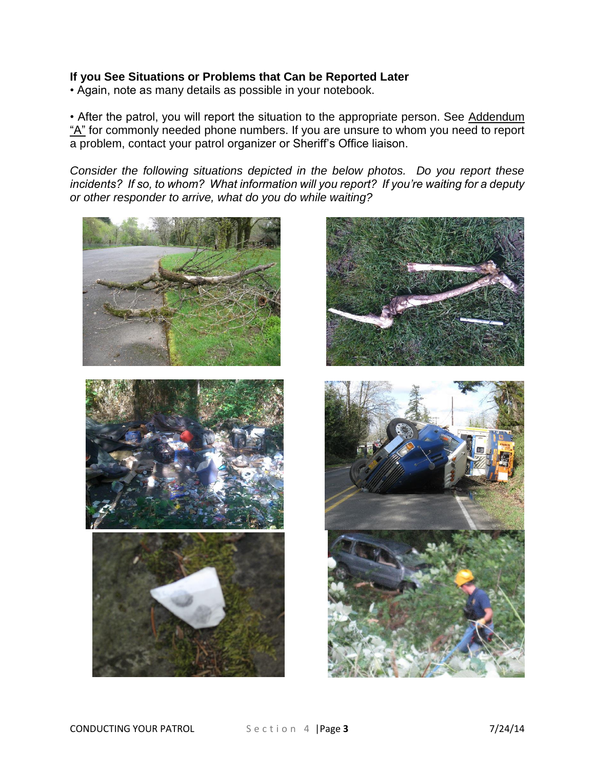**If you See Situations or Problems that Can be Reported Later**

- Again, note as many details as possible in your notebook.

- After the patrol, you will report the situation to the appropriate person. See Addendum "A" for commonly needed phone numbers. If you are unsure to whom you need to report a problem, contact your patrol organizer or Sheriff's Office liaison.

*Consider the following situations depicted in the below photos. Do you report these incidents? If so, to whom? What information will you report? If you're waiting for a deputy or other responder to arrive, what do you do while waiting?*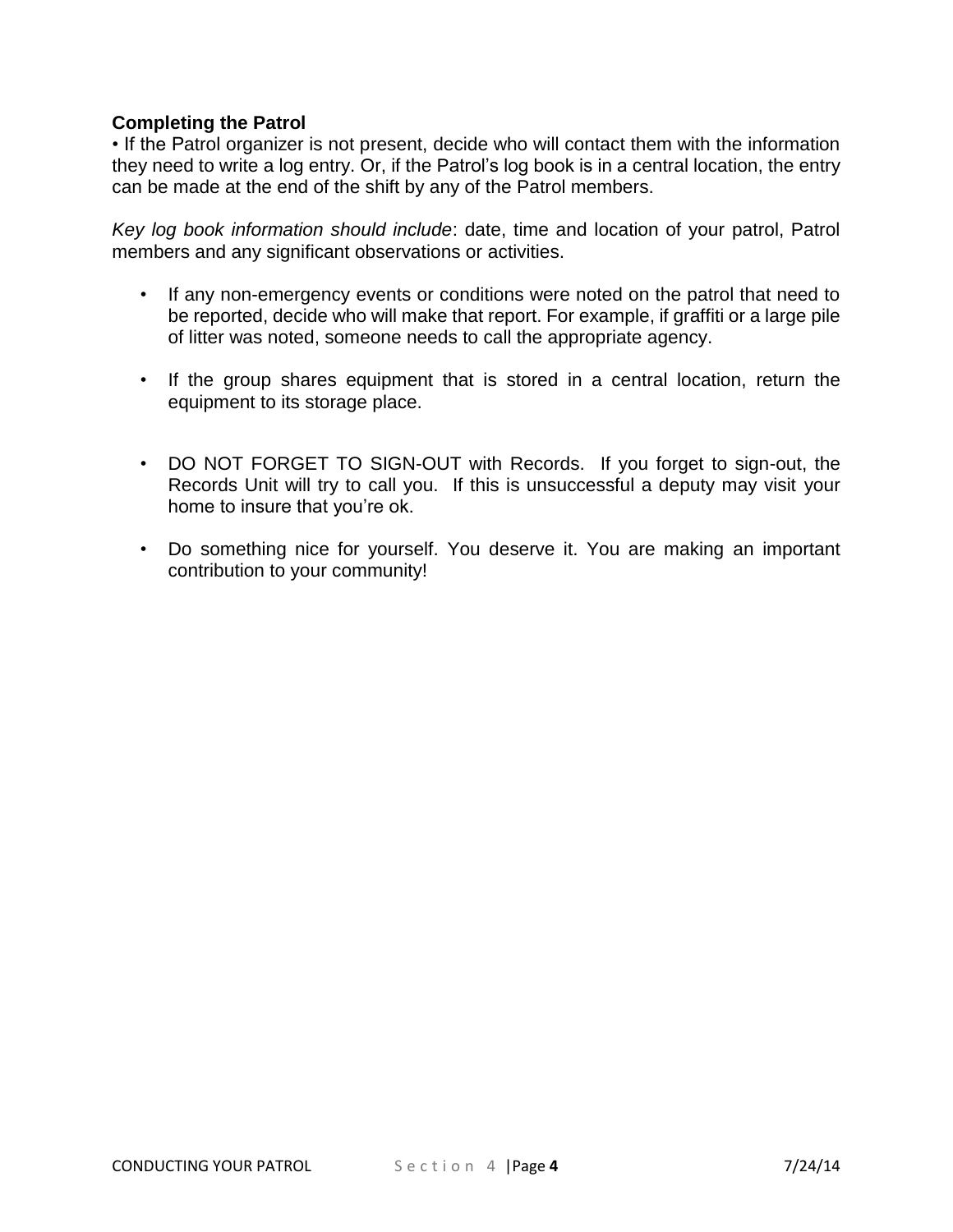**Completing the Patrol**

• If the Patrol organizer is not present, decide who will contact them with the information they need to write a log entry. Or, if the Patrol's log book is in a central location, the entry can be made at the end of the shift by any of the Patrol members.

*Key log book information should include*: date, time and location of your patrol, Patrol members and any significant observations or activities.

- If any non-emergency events or conditions were noted on the patrol that need to be reported, decide who will make that report. For example, if graffiti or a large pile of litter was noted, someone needs to call the appropriate agency.
- If the group shares equipment that is stored in a central location, return the equipment to its storage place.
- DO NOT FORGET TO SIGN-OUT with Records. If you forget to sign-out, the Records Unit will try to call you. If this is unsuccessful a deputy may visit your home to insure that you're ok.
- Do something nice for yourself. You deserve it. You are making an important contribution to your community!